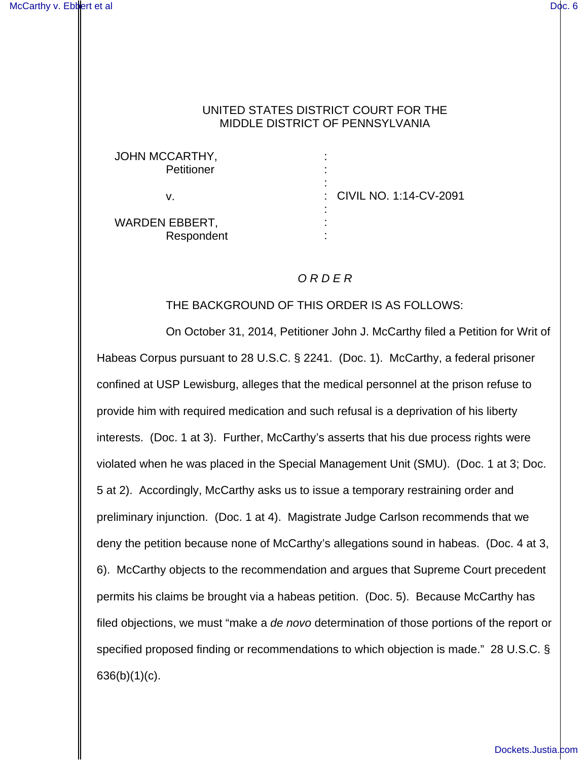UNITED STATES DISTRICT COURT FOR THE
MIDDLE DISTRICT OF PENNSYLVANIA

| | | |
|---|---|---|
| JOHN MCCARTHY, Petitioner | : | |
| v. | : | CIVIL NO. 1:14-CV-2091 |
| WARDEN EBBERT, Respondent | : | |

*O R D E R*

THE BACKGROUND OF THIS ORDER IS AS FOLLOWS:

On October 31, 2014, Petitioner John J. McCarthy filed a Petition for Writ of Habeas Corpus pursuant to 28 U.S.C. § 2241. (Doc. 1). McCarthy, a federal prisoner confined at USP Lewisburg, alleges that the medical personnel at the prison refuse to provide him with required medication and such refusal is a deprivation of his liberty interests. (Doc. 1 at 3). Further, McCarthy's asserts that his due process rights were violated when he was placed in the Special Management Unit (SMU). (Doc. 1 at 3; Doc. 5 at 2). Accordingly, McCarthy asks us to issue a temporary restraining order and preliminary injunction. (Doc. 1 at 4). Magistrate Judge Carlson recommends that we deny the petition because none of McCarthy's allegations sound in habeas. (Doc. 4 at 3, 6). McCarthy objects to the recommendation and argues that Supreme Court precedent permits his claims be brought via a habeas petition. (Doc. 5). Because McCarthy has filed objections, we must "make a *de novo* determination of those portions of the report or specified proposed finding or recommendations to which objection is made." 28 U.S.C. § 636(b)(1)(c).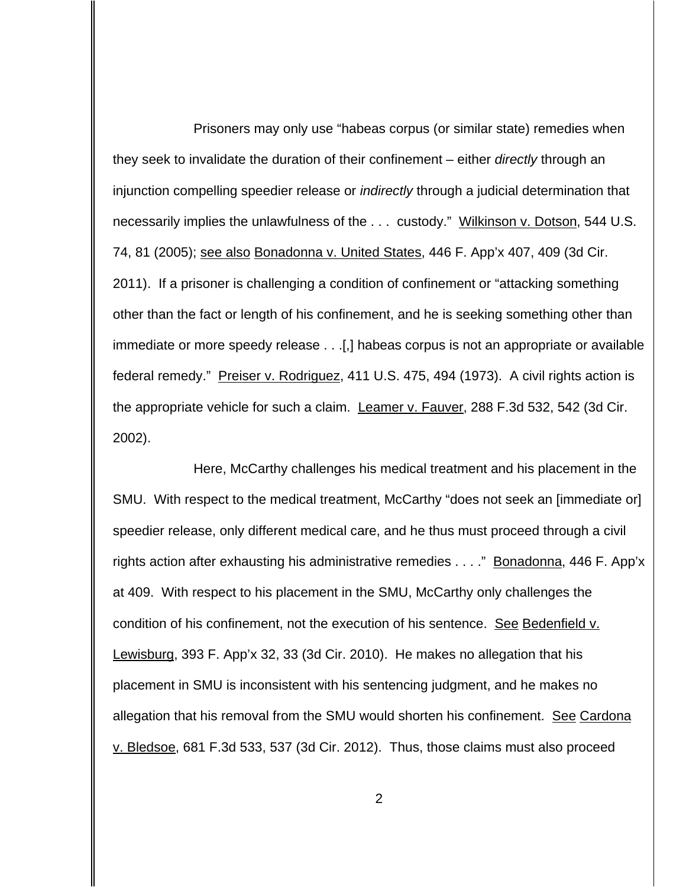Prisoners may only use "habeas corpus (or similar state) remedies when they seek to invalidate the duration of their confinement – either *directly* through an injunction compelling speedier release or *indirectly* through a judicial determination that necessarily implies the unlawfulness of the . . . custody." Wilkinson v. Dotson, 544 U.S. 74, 81 (2005); see also Bonadonna v. United States, 446 F. App'x 407, 409 (3d Cir. 2011). If a prisoner is challenging a condition of confinement or "attacking something other than the fact or length of his confinement, and he is seeking something other than immediate or more speedy release . . .[,] habeas corpus is not an appropriate or available federal remedy." Preiser v. Rodriguez, 411 U.S. 475, 494 (1973). A civil rights action is the appropriate vehicle for such a claim. Leamer v. Fauver, 288 F.3d 532, 542 (3d Cir. 2002).

Here, McCarthy challenges his medical treatment and his placement in the SMU. With respect to the medical treatment, McCarthy "does not seek an [immediate or] speedier release, only different medical care, and he thus must proceed through a civil rights action after exhausting his administrative remedies . . . ." Bonadonna, 446 F. App'x at 409. With respect to his placement in the SMU, McCarthy only challenges the condition of his confinement, not the execution of his sentence. See Bedenfield v. Lewisburg, 393 F. App'x 32, 33 (3d Cir. 2010). He makes no allegation that his placement in SMU is inconsistent with his sentencing judgment, and he makes no allegation that his removal from the SMU would shorten his confinement. See Cardona v. Bledsoe, 681 F.3d 533, 537 (3d Cir. 2012). Thus, those claims must also proceed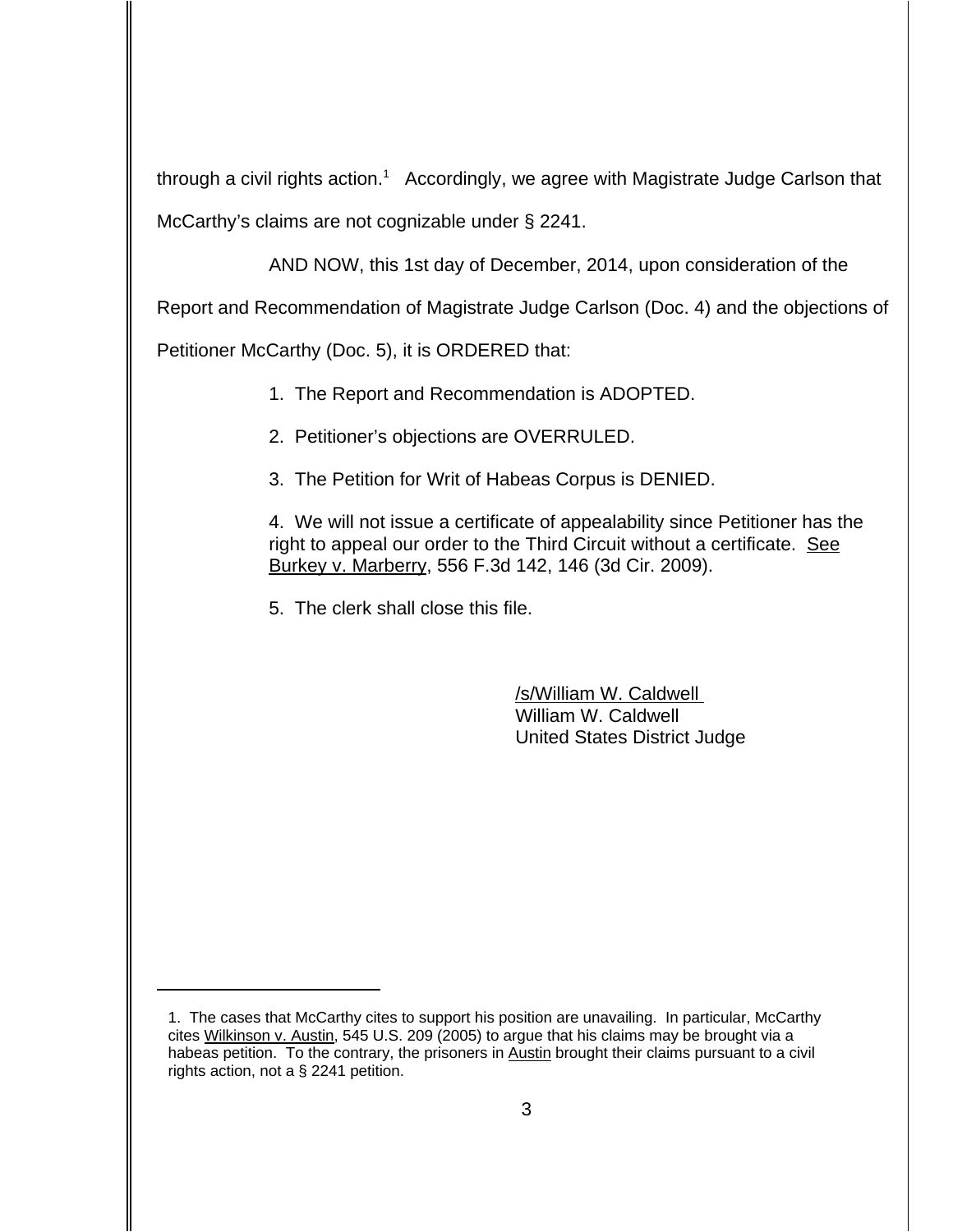through a civil rights action.[1] Accordingly, we agree with Magistrate Judge Carlson that McCarthy's claims are not cognizable under § 2241.

AND NOW, this 1st day of December, 2014, upon consideration of the Report and Recommendation of Magistrate Judge Carlson (Doc. 4) and the objections of Petitioner McCarthy (Doc. 5), it is ORDERED that:

1. The Report and Recommendation is ADOPTED.

2. Petitioner's objections are OVERRULED.

3. The Petition for Writ of Habeas Corpus is DENIED.

4. We will not issue a certificate of appealability since Petitioner has the right to appeal our order to the Third Circuit without a certificate. See Burkey v. Marberry, 556 F.3d 142, 146 (3d Cir. 2009).

5. The clerk shall close this file.

/s/William W. Caldwell
William W. Caldwell
United States District Judge

---

1. The cases that McCarthy cites to support his position are unavailing. In particular, McCarthy cites Wilkinson v. Austin, 545 U.S. 209 (2005) to argue that his claims may be brought via a habeas petition. To the contrary, the prisoners in Austin brought their claims pursuant to a civil rights action, not a § 2241 petition.